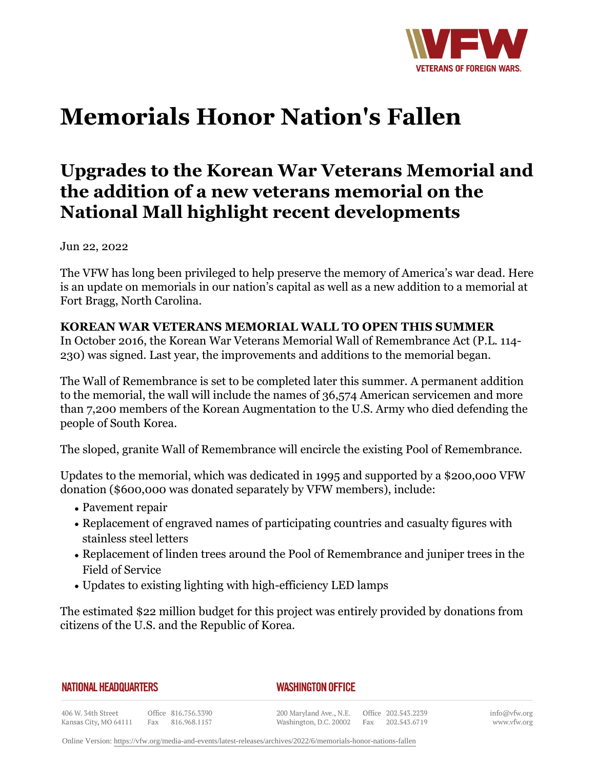# Memorials Honor Nation's Fallen

## Upgrades to the Korean War Veterans Memorial and the addition of a new veterans memorial on the National Mall highlight recent developments

Jun 22, 2022

The VFW has long been privileged to help preserve the memory of America's war dead. Here is an update on memorials in our nation's capital as well as a new addition to a memorial at Fort Bragg, North Carolina.

**KOREAN WAR VETERANS MEMORIAL WALL TO OPEN THIS SUMMER**

In October 2016, the Korean War Veterans Memorial Wall of Remembrance Act (P.L. 114-230) was signed. Last year, the improvements and additions to the memorial began.

The Wall of Remembrance is set to be completed later this summer. A permanent addition to the memorial, the wall will include the names of 36,574 American servicemen and more than 7,200 members of the Korean Augmentation to the U.S. Army who died defending the people of South Korea.

The sloped, granite Wall of Remembrance will encircle the existing Pool of Remembrance.

Updates to the memorial, which was dedicated in 1995 and supported by a $200,000 VFW donation ($600,000 was donated separately by VFW members), include:

- Pavement repair
- Replacement of engraved names of participating countries and casualty figures with stainless steel letters
- Replacement of linden trees around the Pool of Remembrance and juniper trees in the Field of Service
- Updates to existing lighting with high-efficiency LED lamps

The estimated $22 million budget for this project was entirely provided by donations from citizens of the U.S. and the Republic of Korea.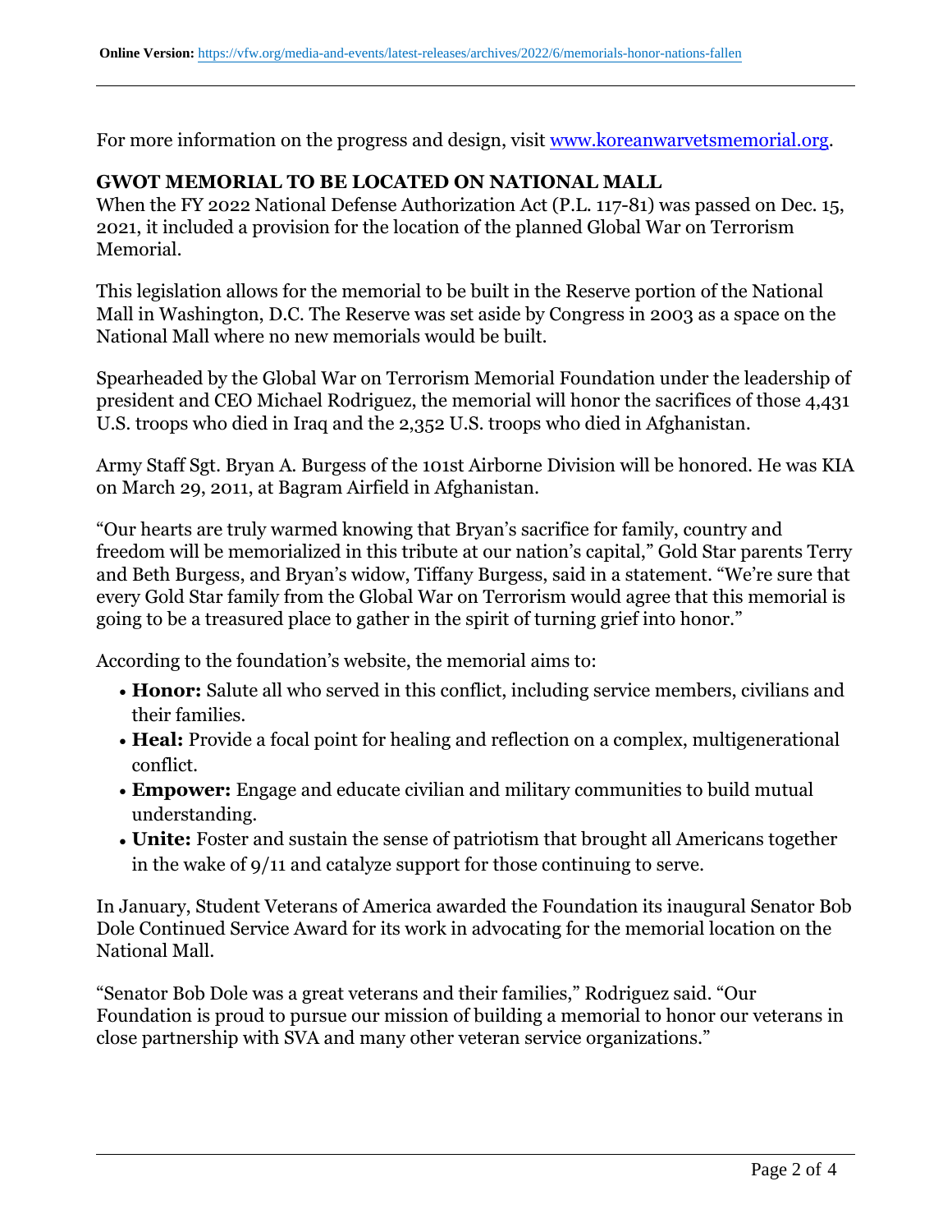For more information on the progress and design, visit www.koreanwarvetsmemorial.org.

## GWOT MEMORIAL TO BE LOCATED ON NATIONAL MALL

When the FY 2022 National Defense Authorization Act (P.L. 117-81) was passed on Dec. 15, 2021, it included a provision for the location of the planned Global War on Terrorism Memorial.

This legislation allows for the memorial to be built in the Reserve portion of the National Mall in Washington, D.C. The Reserve was set aside by Congress in 2003 as a space on the National Mall where no new memorials would be built.

Spearheaded by the Global War on Terrorism Memorial Foundation under the leadership of president and CEO Michael Rodriguez, the memorial will honor the sacrifices of those 4,431 U.S. troops who died in Iraq and the 2,352 U.S. troops who died in Afghanistan.

Army Staff Sgt. Bryan A. Burgess of the 101st Airborne Division will be honored. He was KIA on March 29, 2011, at Bagram Airfield in Afghanistan.

“Our hearts are truly warmed knowing that Bryan’s sacrifice for family, country and freedom will be memorialized in this tribute at our nation’s capital,” Gold Star parents Terry and Beth Burgess, and Bryan’s widow, Tiffany Burgess, said in a statement. “We’re sure that every Gold Star family from the Global War on Terrorism would agree that this memorial is going to be a treasured place to gather in the spirit of turning grief into honor.”

According to the foundation’s website, the memorial aims to:

- **Honor:** Salute all who served in this conflict, including service members, civilians and their families.
- **Heal:** Provide a focal point for healing and reflection on a complex, multigenerational conflict.
- **Empower:** Engage and educate civilian and military communities to build mutual understanding.
- **Unite:** Foster and sustain the sense of patriotism that brought all Americans together in the wake of 9/11 and catalyze support for those continuing to serve.

In January, Student Veterans of America awarded the Foundation its inaugural Senator Bob Dole Continued Service Award for its work in advocating for the memorial location on the National Mall.

“Senator Bob Dole was a great veterans and their families,” Rodriguez said. “Our Foundation is proud to pursue our mission of building a memorial to honor our veterans in close partnership with SVA and many other veteran service organizations.”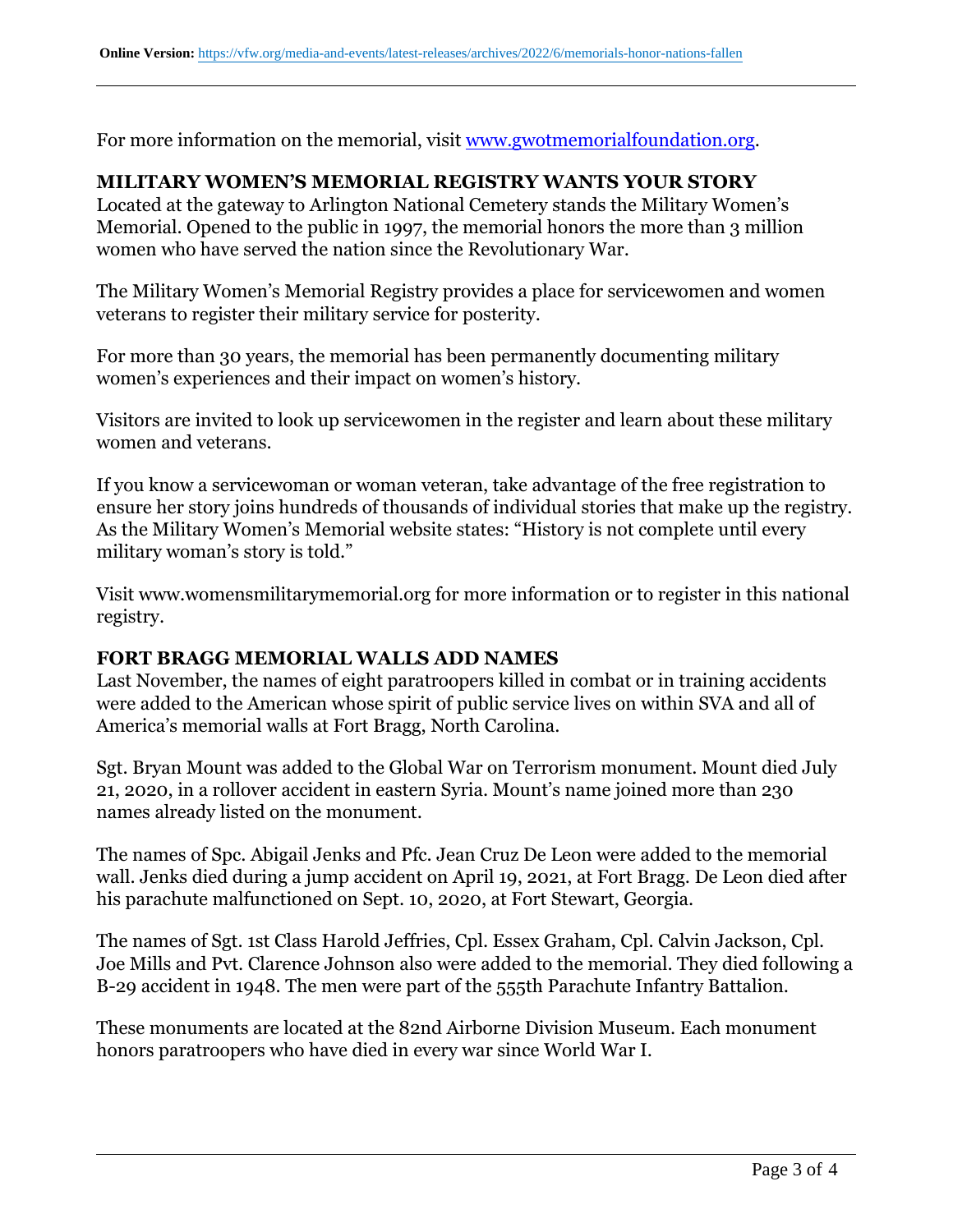For more information on the memorial, visit [www.gwotmemorialfoundation.org](http://www.gwotmemorialfoundation.org).

## MILITARY WOMEN'S MEMORIAL REGISTRY WANTS YOUR STORY

Located at the gateway to Arlington National Cemetery stands the Military Women's Memorial. Opened to the public in 1997, the memorial honors the more than 3 million women who have served the nation since the Revolutionary War.

The Military Women's Memorial Registry provides a place for servicewomen and women veterans to register their military service for posterity.

For more than 30 years, the memorial has been permanently documenting military women's experiences and their impact on women's history.

Visitors are invited to look up servicewomen in the register and learn about these military women and veterans.

If you know a servicewoman or woman veteran, take advantage of the free registration to ensure her story joins hundreds of thousands of individual stories that make up the registry. As the Military Women's Memorial website states: "History is not complete until every military woman's story is told."

Visit www.womensmilitarymemorial.org for more information or to register in this national registry.

## FORT BRAGG MEMORIAL WALLS ADD NAMES

Last November, the names of eight paratroopers killed in combat or in training accidents were added to the American whose spirit of public service lives on within SVA and all of America's memorial walls at Fort Bragg, North Carolina.

Sgt. Bryan Mount was added to the Global War on Terrorism monument. Mount died July 21, 2020, in a rollover accident in eastern Syria. Mount's name joined more than 230 names already listed on the monument.

The names of Spc. Abigail Jenks and Pfc. Jean Cruz De Leon were added to the memorial wall. Jenks died during a jump accident on April 19, 2021, at Fort Bragg. De Leon died after his parachute malfunctioned on Sept. 10, 2020, at Fort Stewart, Georgia.

The names of Sgt. 1st Class Harold Jeffries, Cpl. Essex Graham, Cpl. Calvin Jackson, Cpl. Joe Mills and Pvt. Clarence Johnson also were added to the memorial. They died following a B-29 accident in 1948. The men were part of the 555th Parachute Infantry Battalion.

These monuments are located at the 82nd Airborne Division Museum. Each monument honors paratroopers who have died in every war since World War I.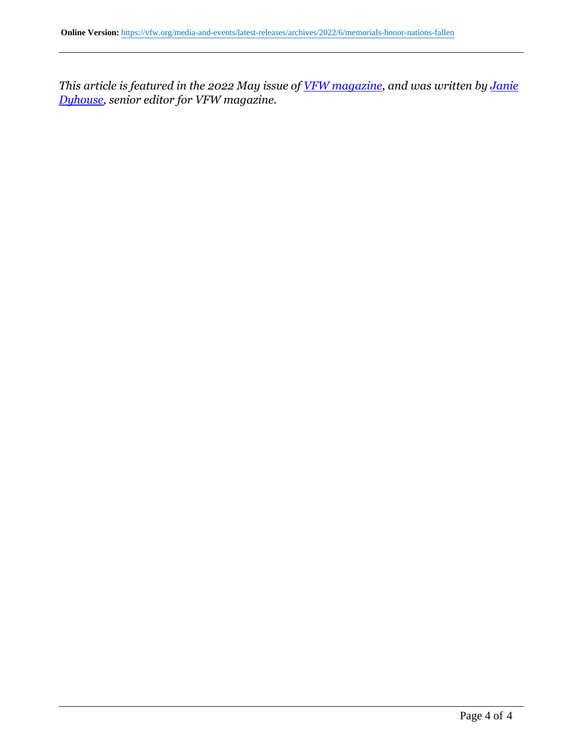*This article is featured in the 2022 May issue of VFW magazine, and was written by Janie Dyhouse, senior editor for VFW magazine.*